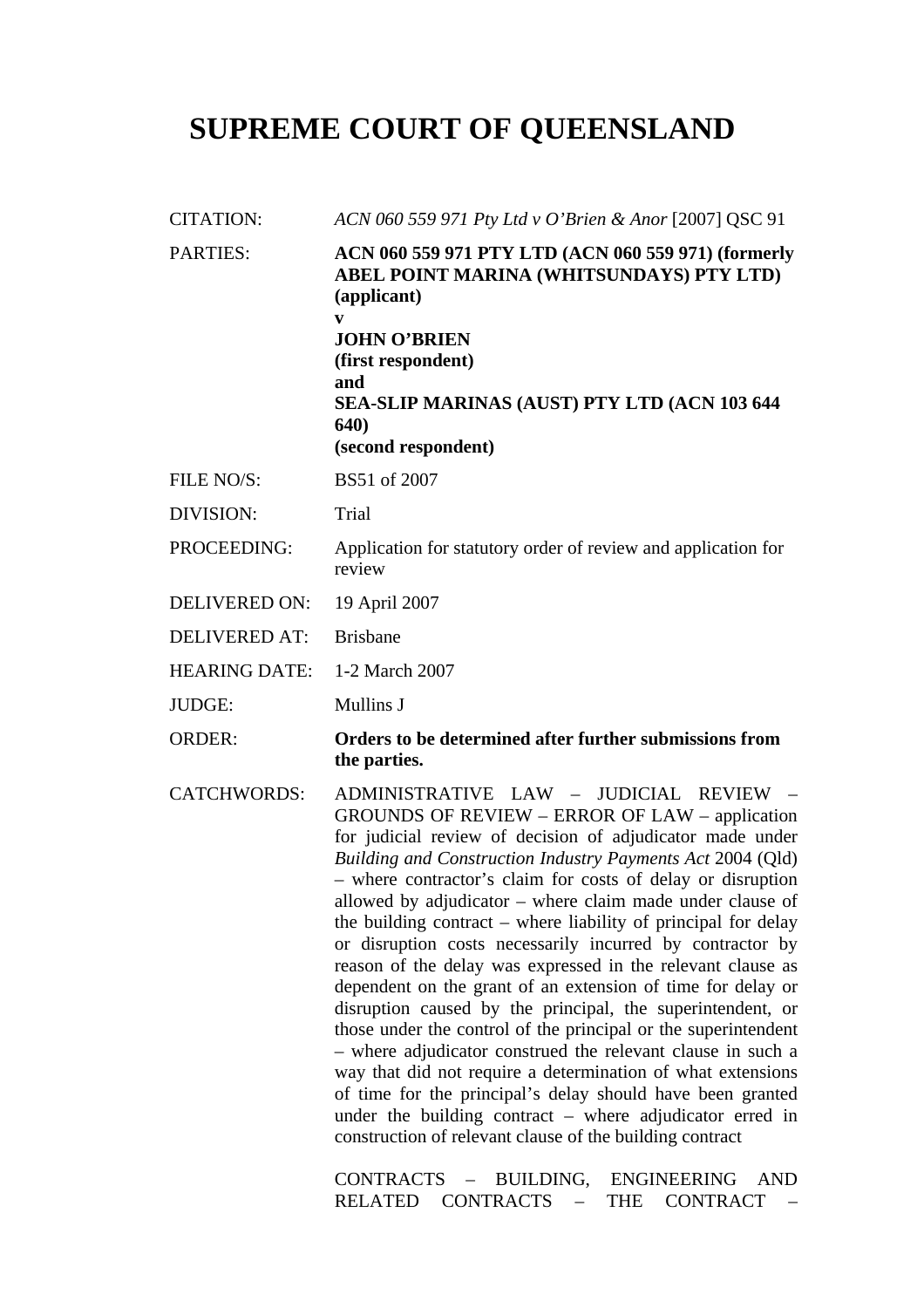# SUPREME COURT OF QUEENSLAND

| | |
|---|---|
| CITATION: | *ACN 060 559 971 Pty Ltd v O'Brien & Anor* [2007] QSC 91 |
| PARTIES: | **ACN 060 559 971 PTY LTD (ACN 060 559 971) (formerly ABEL POINT MARINA (WHITSUNDAYS) PTY LTD) (applicant)**<br>**v**<br>**JOHN O'BRIEN**<br>**(first respondent)**<br>**and**<br>**SEA-SLIP MARINAS (AUST) PTY LTD (ACN 103 644 640)**<br>**(second respondent)** |
| FILE NO/S: | BS51 of 2007 |
| DIVISION: | Trial |
| PROCEEDING: | Application for statutory order of review and application for review |
| DELIVERED ON: | 19 April 2007 |
| DELIVERED AT: | Brisbane |
| HEARING DATE: | 1-2 March 2007 |
| JUDGE: | Mullins J |
| ORDER: | **Orders to be determined after further submissions from the parties.** |
| CATCHWORDS: | ADMINISTRATIVE LAW – JUDICIAL REVIEW – GROUNDS OF REVIEW – ERROR OF LAW – application for judicial review of decision of adjudicator made under *Building and Construction Industry Payments Act* 2004 (Qld) – where contractor's claim for costs of delay or disruption allowed by adjudicator – where claim made under clause of the building contract – where liability of principal for delay or disruption costs necessarily incurred by contractor by reason of the delay was expressed in the relevant clause as dependent on the grant of an extension of time for delay or disruption caused by the principal, the superintendent, or those under the control of the principal or the superintendent – where adjudicator construed the relevant clause in such a way that did not require a determination of what extensions of time for the principal's delay should have been granted under the building contract – where adjudicator erred in construction of relevant clause of the building contract<br><br>CONTRACTS – BUILDING, ENGINEERING AND RELATED CONTRACTS – THE CONTRACT – |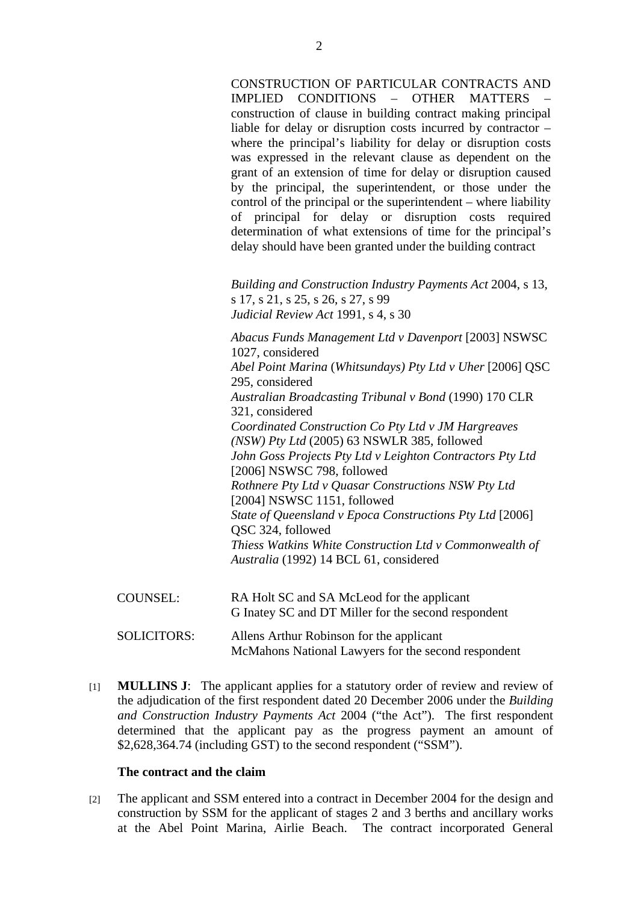CONSTRUCTION OF PARTICULAR CONTRACTS AND IMPLIED CONDITIONS – OTHER MATTERS – construction of clause in building contract making principal liable for delay or disruption costs incurred by contractor – where the principal's liability for delay or disruption costs was expressed in the relevant clause as dependent on the grant of an extension of time for delay or disruption caused by the principal, the superintendent, or those under the control of the principal or the superintendent – where liability of principal for delay or disruption costs required determination of what extensions of time for the principal's delay should have been granted under the building contract

*Building and Construction Industry Payments Act* 2004, s 13, s 17, s 21, s 25, s 26, s 27, s 99
*Judicial Review Act* 1991, s 4, s 30

*Abacus Funds Management Ltd v Davenport* [2003] NSWSC 1027, considered
*Abel Point Marina* (*Whitsundays) Pty Ltd v Uher* [2006] QSC 295, considered
*Australian Broadcasting Tribunal v Bond* (1990) 170 CLR 321, considered
*Coordinated Construction Co Pty Ltd v JM Hargreaves (NSW) Pty Ltd* (2005) 63 NSWLR 385, followed
*John Goss Projects Pty Ltd v Leighton Contractors Pty Ltd* [2006] NSWSC 798, followed
*Rothnere Pty Ltd v Quasar Constructions NSW Pty Ltd* [2004] NSWSC 1151, followed
*State of Queensland v Epoca Constructions Pty Ltd* [2006] QSC 324, followed
*Thiess Watkins White Construction Ltd v Commonwealth of Australia* (1992) 14 BCL 61, considered

COUNSEL: RA Holt SC and SA McLeod for the applicant
G Inatey SC and DT Miller for the second respondent

SOLICITORS: Allens Arthur Robinson for the applicant
McMahons National Lawyers for the second respondent

[1] **MULLINS J**: The applicant applies for a statutory order of review and review of the adjudication of the first respondent dated 20 December 2006 under the *Building and Construction Industry Payments Act* 2004 ("the Act"). The first respondent determined that the applicant pay as the progress payment an amount of $2,628,364.74 (including GST) to the second respondent ("SSM").

**The contract and the claim**

[2] The applicant and SSM entered into a contract in December 2004 for the design and construction by SSM for the applicant of stages 2 and 3 berths and ancillary works at the Abel Point Marina, Airlie Beach. The contract incorporated General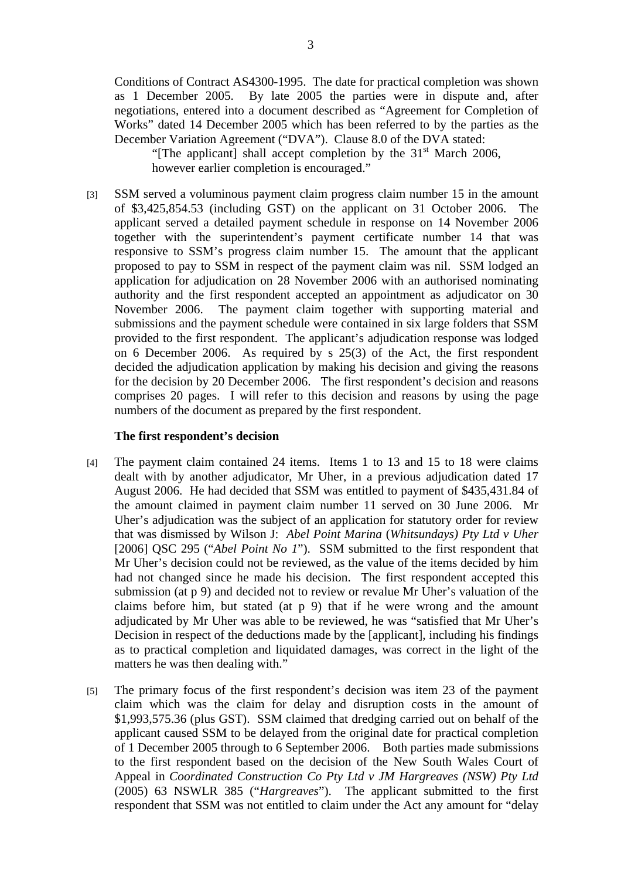Conditions of Contract AS4300-1995. The date for practical completion was shown as 1 December 2005. By late 2005 the parties were in dispute and, after negotiations, entered into a document described as "Agreement for Completion of Works" dated 14 December 2005 which has been referred to by the parties as the December Variation Agreement ("DVA"). Clause 8.0 of the DVA stated:

> "[The applicant] shall accept completion by the 31st March 2006, however earlier completion is encouraged."

[3] SSM served a voluminous payment claim progress claim number 15 in the amount of $3,425,854.53 (including GST) on the applicant on 31 October 2006. The applicant served a detailed payment schedule in response on 14 November 2006 together with the superintendent's payment certificate number 14 that was responsive to SSM's progress claim number 15. The amount that the applicant proposed to pay to SSM in respect of the payment claim was nil. SSM lodged an application for adjudication on 28 November 2006 with an authorised nominating authority and the first respondent accepted an appointment as adjudicator on 30 November 2006. The payment claim together with supporting material and submissions and the payment schedule were contained in six large folders that SSM provided to the first respondent. The applicant's adjudication response was lodged on 6 December 2006. As required by s 25(3) of the Act, the first respondent decided the adjudication application by making his decision and giving the reasons for the decision by 20 December 2006. The first respondent's decision and reasons comprises 20 pages. I will refer to this decision and reasons by using the page numbers of the document as prepared by the first respondent.

**The first respondent's decision**

[4] The payment claim contained 24 items. Items 1 to 13 and 15 to 18 were claims dealt with by another adjudicator, Mr Uher, in a previous adjudication dated 17 August 2006. He had decided that SSM was entitled to payment of $435,431.84 of the amount claimed in payment claim number 11 served on 30 June 2006. Mr Uher's adjudication was the subject of an application for statutory order for review that was dismissed by Wilson J: *Abel Point Marina* (*Whitsundays) Pty Ltd v Uher* [2006] QSC 295 ("*Abel Point No 1*"). SSM submitted to the first respondent that Mr Uher's decision could not be reviewed, as the value of the items decided by him had not changed since he made his decision. The first respondent accepted this submission (at p 9) and decided not to review or revalue Mr Uher's valuation of the claims before him, but stated (at p 9) that if he were wrong and the amount adjudicated by Mr Uher was able to be reviewed, he was "satisfied that Mr Uher's Decision in respect of the deductions made by the [applicant], including his findings as to practical completion and liquidated damages, was correct in the light of the matters he was then dealing with."

[5] The primary focus of the first respondent's decision was item 23 of the payment claim which was the claim for delay and disruption costs in the amount of $1,993,575.36 (plus GST). SSM claimed that dredging carried out on behalf of the applicant caused SSM to be delayed from the original date for practical completion of 1 December 2005 through to 6 September 2006. Both parties made submissions to the first respondent based on the decision of the New South Wales Court of Appeal in *Coordinated Construction Co Pty Ltd v JM Hargreaves (NSW) Pty Ltd* (2005) 63 NSWLR 385 ("*Hargreaves*"). The applicant submitted to the first respondent that SSM was not entitled to claim under the Act any amount for "delay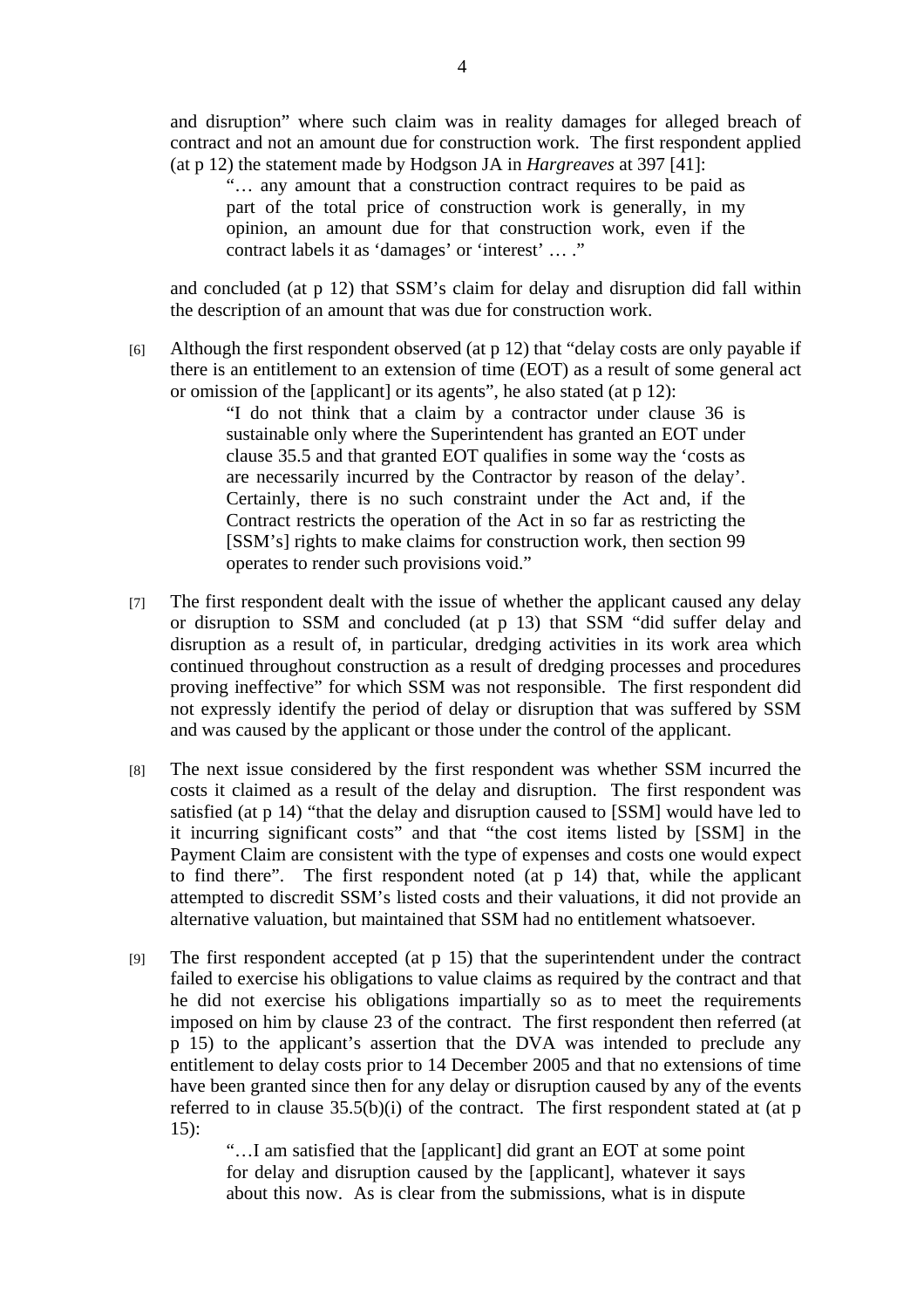and disruption" where such claim was in reality damages for alleged breach of contract and not an amount due for construction work. The first respondent applied (at p 12) the statement made by Hodgson JA in *Hargreaves* at 397 [41]:

> "… any amount that a construction contract requires to be paid as part of the total price of construction work is generally, in my opinion, an amount due for that construction work, even if the contract labels it as 'damages' or 'interest' … ."

and concluded (at p 12) that SSM's claim for delay and disruption did fall within the description of an amount that was due for construction work.

[6] Although the first respondent observed (at p 12) that "delay costs are only payable if there is an entitlement to an extension of time (EOT) as a result of some general act or omission of the [applicant] or its agents", he also stated (at p 12):

> "I do not think that a claim by a contractor under clause 36 is sustainable only where the Superintendent has granted an EOT under clause 35.5 and that granted EOT qualifies in some way the 'costs as are necessarily incurred by the Contractor by reason of the delay'. Certainly, there is no such constraint under the Act and, if the Contract restricts the operation of the Act in so far as restricting the [SSM's] rights to make claims for construction work, then section 99 operates to render such provisions void."

[7] The first respondent dealt with the issue of whether the applicant caused any delay or disruption to SSM and concluded (at p 13) that SSM "did suffer delay and disruption as a result of, in particular, dredging activities in its work area which continued throughout construction as a result of dredging processes and procedures proving ineffective" for which SSM was not responsible. The first respondent did not expressly identify the period of delay or disruption that was suffered by SSM and was caused by the applicant or those under the control of the applicant.

[8] The next issue considered by the first respondent was whether SSM incurred the costs it claimed as a result of the delay and disruption. The first respondent was satisfied (at p 14) "that the delay and disruption caused to [SSM] would have led to it incurring significant costs" and that "the cost items listed by [SSM] in the Payment Claim are consistent with the type of expenses and costs one would expect to find there". The first respondent noted (at p 14) that, while the applicant attempted to discredit SSM's listed costs and their valuations, it did not provide an alternative valuation, but maintained that SSM had no entitlement whatsoever.

[9] The first respondent accepted (at p 15) that the superintendent under the contract failed to exercise his obligations to value claims as required by the contract and that he did not exercise his obligations impartially so as to meet the requirements imposed on him by clause 23 of the contract. The first respondent then referred (at p 15) to the applicant's assertion that the DVA was intended to preclude any entitlement to delay costs prior to 14 December 2005 and that no extensions of time have been granted since then for any delay or disruption caused by any of the events referred to in clause 35.5(b)(i) of the contract. The first respondent stated at (at p 15):

> "…I am satisfied that the [applicant] did grant an EOT at some point for delay and disruption caused by the [applicant], whatever it says about this now. As is clear from the submissions, what is in dispute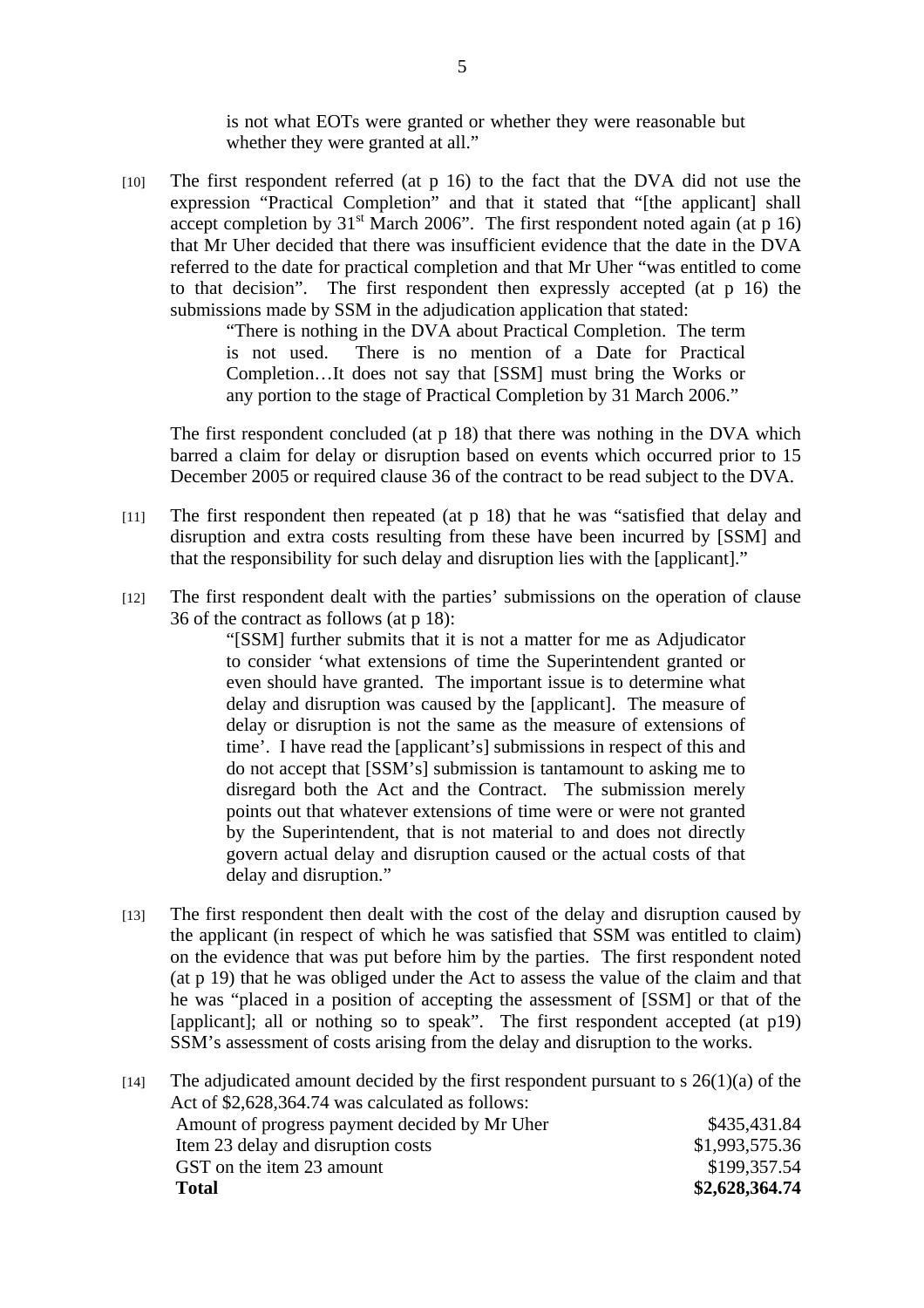is not what EOTs were granted or whether they were reasonable but whether they were granted at all."

[10] The first respondent referred (at p 16) to the fact that the DVA did not use the expression "Practical Completion" and that it stated that "[the applicant] shall accept completion by 31st March 2006". The first respondent noted again (at p 16) that Mr Uher decided that there was insufficient evidence that the date in the DVA referred to the date for practical completion and that Mr Uher "was entitled to come to that decision". The first respondent then expressly accepted (at p 16) the submissions made by SSM in the adjudication application that stated:

> "There is nothing in the DVA about Practical Completion. The term is not used. There is no mention of a Date for Practical Completion…It does not say that [SSM] must bring the Works or any portion to the stage of Practical Completion by 31 March 2006."

The first respondent concluded (at p 18) that there was nothing in the DVA which barred a claim for delay or disruption based on events which occurred prior to 15 December 2005 or required clause 36 of the contract to be read subject to the DVA.

[11] The first respondent then repeated (at p 18) that he was "satisfied that delay and disruption and extra costs resulting from these have been incurred by [SSM] and that the responsibility for such delay and disruption lies with the [applicant]."

[12] The first respondent dealt with the parties' submissions on the operation of clause 36 of the contract as follows (at p 18):

> "[SSM] further submits that it is not a matter for me as Adjudicator to consider 'what extensions of time the Superintendent granted or even should have granted. The important issue is to determine what delay and disruption was caused by the [applicant]. The measure of delay or disruption is not the same as the measure of extensions of time'. I have read the [applicant's] submissions in respect of this and do not accept that [SSM's] submission is tantamount to asking me to disregard both the Act and the Contract. The submission merely points out that whatever extensions of time were or were not granted by the Superintendent, that is not material to and does not directly govern actual delay and disruption caused or the actual costs of that delay and disruption."

[13] The first respondent then dealt with the cost of the delay and disruption caused by the applicant (in respect of which he was satisfied that SSM was entitled to claim) on the evidence that was put before him by the parties. The first respondent noted (at p 19) that he was obliged under the Act to assess the value of the claim and that he was "placed in a position of accepting the assessment of [SSM] or that of the [applicant]; all or nothing so to speak". The first respondent accepted (at p19) SSM's assessment of costs arising from the delay and disruption to the works.

[14] The adjudicated amount decided by the first respondent pursuant to s 26(1)(a) of the Act of $2,628,364.74 was calculated as follows:

| | |
|---|---:|
| Amount of progress payment decided by Mr Uher | $435,431.84 |
| Item 23 delay and disruption costs | $1,993,575.36 |
| GST on the item 23 amount | $199,357.54 |
| **Total** | **$2,628,364.74** |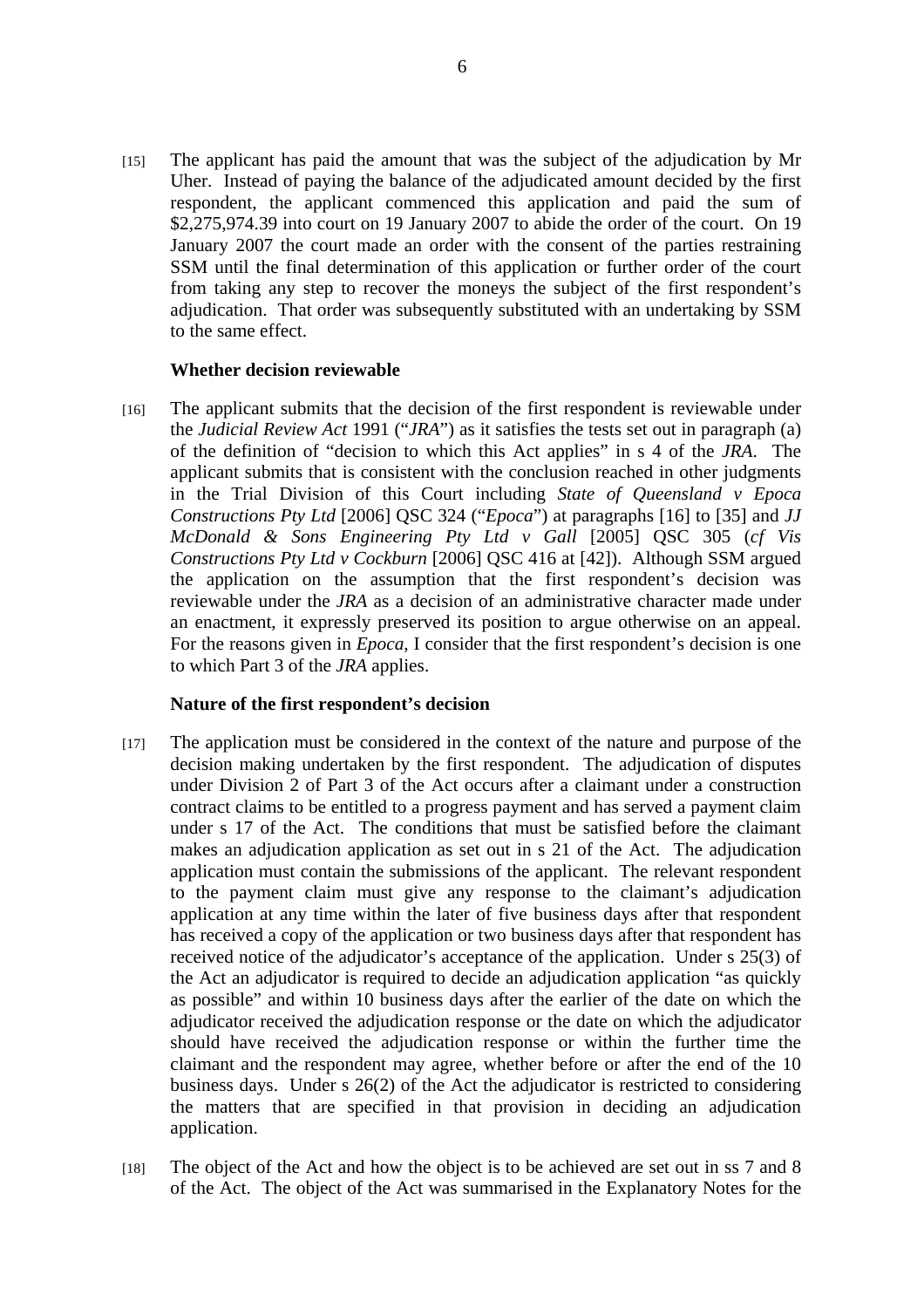[15] The applicant has paid the amount that was the subject of the adjudication by Mr Uher. Instead of paying the balance of the adjudicated amount decided by the first respondent, the applicant commenced this application and paid the sum of $2,275,974.39 into court on 19 January 2007 to abide the order of the court. On 19 January 2007 the court made an order with the consent of the parties restraining SSM until the final determination of this application or further order of the court from taking any step to recover the moneys the subject of the first respondent's adjudication. That order was subsequently substituted with an undertaking by SSM to the same effect.

**Whether decision reviewable**

[16] The applicant submits that the decision of the first respondent is reviewable under the *Judicial Review Act* 1991 ("*JRA*") as it satisfies the tests set out in paragraph (a) of the definition of "decision to which this Act applies" in s 4 of the *JRA*. The applicant submits that is consistent with the conclusion reached in other judgments in the Trial Division of this Court including *State of Queensland v Epoca Constructions Pty Ltd* [2006] QSC 324 ("*Epoca*") at paragraphs [16] to [35] and *JJ McDonald & Sons Engineering Pty Ltd v Gall* [2005] QSC 305 (*cf Vis Constructions Pty Ltd v Cockburn* [2006] QSC 416 at [42]). Although SSM argued the application on the assumption that the first respondent's decision was reviewable under the *JRA* as a decision of an administrative character made under an enactment, it expressly preserved its position to argue otherwise on an appeal. For the reasons given in *Epoca*, I consider that the first respondent's decision is one to which Part 3 of the *JRA* applies.

**Nature of the first respondent's decision**

[17] The application must be considered in the context of the nature and purpose of the decision making undertaken by the first respondent. The adjudication of disputes under Division 2 of Part 3 of the Act occurs after a claimant under a construction contract claims to be entitled to a progress payment and has served a payment claim under s 17 of the Act. The conditions that must be satisfied before the claimant makes an adjudication application as set out in s 21 of the Act. The adjudication application must contain the submissions of the applicant. The relevant respondent to the payment claim must give any response to the claimant's adjudication application at any time within the later of five business days after that respondent has received a copy of the application or two business days after that respondent has received notice of the adjudicator's acceptance of the application. Under s 25(3) of the Act an adjudicator is required to decide an adjudication application "as quickly as possible" and within 10 business days after the earlier of the date on which the adjudicator received the adjudication response or the date on which the adjudicator should have received the adjudication response or within the further time the claimant and the respondent may agree, whether before or after the end of the 10 business days. Under s 26(2) of the Act the adjudicator is restricted to considering the matters that are specified in that provision in deciding an adjudication application.

[18] The object of the Act and how the object is to be achieved are set out in ss 7 and 8 of the Act. The object of the Act was summarised in the Explanatory Notes for the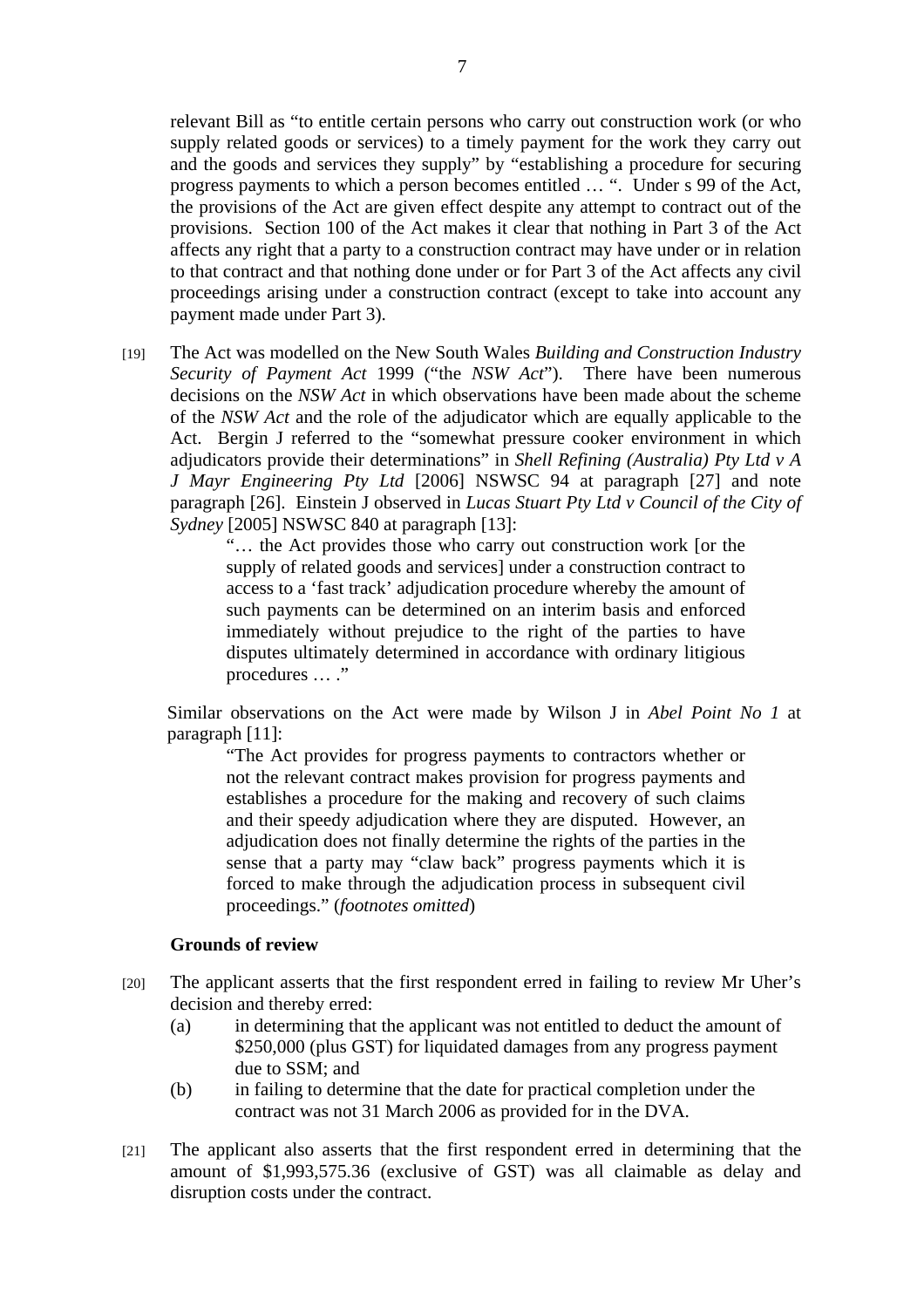relevant Bill as "to entitle certain persons who carry out construction work (or who supply related goods or services) to a timely payment for the work they carry out and the goods and services they supply" by "establishing a procedure for securing progress payments to which a person becomes entitled … ". Under s 99 of the Act, the provisions of the Act are given effect despite any attempt to contract out of the provisions. Section 100 of the Act makes it clear that nothing in Part 3 of the Act affects any right that a party to a construction contract may have under or in relation to that contract and that nothing done under or for Part 3 of the Act affects any civil proceedings arising under a construction contract (except to take into account any payment made under Part 3).

[19] The Act was modelled on the New South Wales *Building and Construction Industry Security of Payment Act* 1999 ("the *NSW Act*"). There have been numerous decisions on the *NSW Act* in which observations have been made about the scheme of the *NSW Act* and the role of the adjudicator which are equally applicable to the Act. Bergin J referred to the "somewhat pressure cooker environment in which adjudicators provide their determinations" in *Shell Refining (Australia) Pty Ltd v A J Mayr Engineering Pty Ltd* [2006] NSWSC 94 at paragraph [27] and note paragraph [26]. Einstein J observed in *Lucas Stuart Pty Ltd v Council of the City of Sydney* [2005] NSWSC 840 at paragraph [13]:

> "… the Act provides those who carry out construction work [or the supply of related goods and services] under a construction contract to access to a 'fast track' adjudication procedure whereby the amount of such payments can be determined on an interim basis and enforced immediately without prejudice to the right of the parties to have disputes ultimately determined in accordance with ordinary litigious procedures … ."

Similar observations on the Act were made by Wilson J in *Abel Point No 1* at paragraph [11]:

> "The Act provides for progress payments to contractors whether or not the relevant contract makes provision for progress payments and establishes a procedure for the making and recovery of such claims and their speedy adjudication where they are disputed. However, an adjudication does not finally determine the rights of the parties in the sense that a party may "claw back" progress payments which it is forced to make through the adjudication process in subsequent civil proceedings." (*footnotes omitted*)

**Grounds of review**

[20] The applicant asserts that the first respondent erred in failing to review Mr Uher's decision and thereby erred:

(a) in determining that the applicant was not entitled to deduct the amount of $250,000 (plus GST) for liquidated damages from any progress payment due to SSM; and

(b) in failing to determine that the date for practical completion under the contract was not 31 March 2006 as provided for in the DVA.

[21] The applicant also asserts that the first respondent erred in determining that the amount of $1,993,575.36 (exclusive of GST) was all claimable as delay and disruption costs under the contract.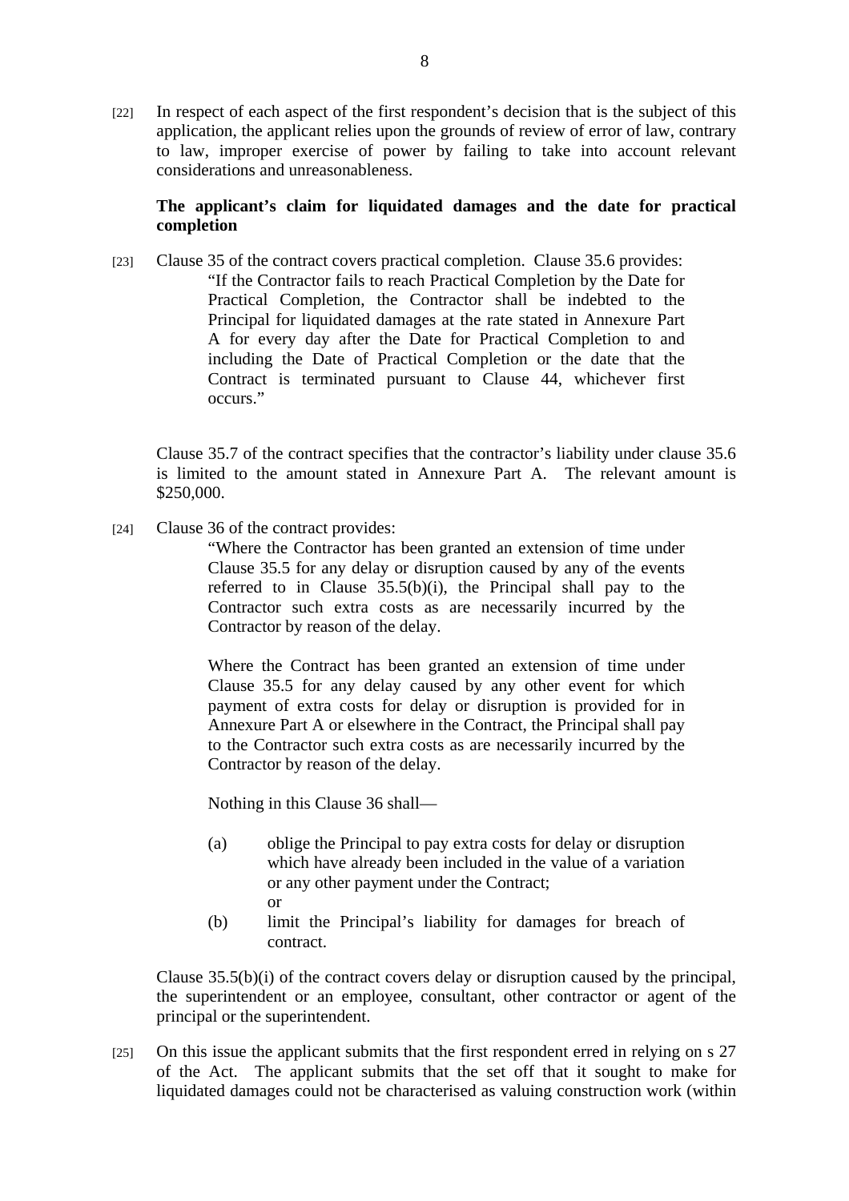[22] In respect of each aspect of the first respondent's decision that is the subject of this application, the applicant relies upon the grounds of review of error of law, contrary to law, improper exercise of power by failing to take into account relevant considerations and unreasonableness.

**The applicant's claim for liquidated damages and the date for practical completion**

[23] Clause 35 of the contract covers practical completion. Clause 35.6 provides:

> "If the Contractor fails to reach Practical Completion by the Date for Practical Completion, the Contractor shall be indebted to the Principal for liquidated damages at the rate stated in Annexure Part A for every day after the Date for Practical Completion to and including the Date of Practical Completion or the date that the Contract is terminated pursuant to Clause 44, whichever first occurs."

Clause 35.7 of the contract specifies that the contractor's liability under clause 35.6 is limited to the amount stated in Annexure Part A. The relevant amount is $250,000.

[24] Clause 36 of the contract provides:

> "Where the Contractor has been granted an extension of time under Clause 35.5 for any delay or disruption caused by any of the events referred to in Clause 35.5(b)(i), the Principal shall pay to the Contractor such extra costs as are necessarily incurred by the Contractor by reason of the delay.
>
> Where the Contract has been granted an extension of time under Clause 35.5 for any delay caused by any other event for which payment of extra costs for delay or disruption is provided for in Annexure Part A or elsewhere in the Contract, the Principal shall pay to the Contractor such extra costs as are necessarily incurred by the Contractor by reason of the delay.
>
> Nothing in this Clause 36 shall—
>
> (a) oblige the Principal to pay extra costs for delay or disruption which have already been included in the value of a variation or any other payment under the Contract; or
>
> (b) limit the Principal's liability for damages for breach of contract.

Clause 35.5(b)(i) of the contract covers delay or disruption caused by the principal, the superintendent or an employee, consultant, other contractor or agent of the principal or the superintendent.

[25] On this issue the applicant submits that the first respondent erred in relying on s 27 of the Act. The applicant submits that the set off that it sought to make for liquidated damages could not be characterised as valuing construction work (within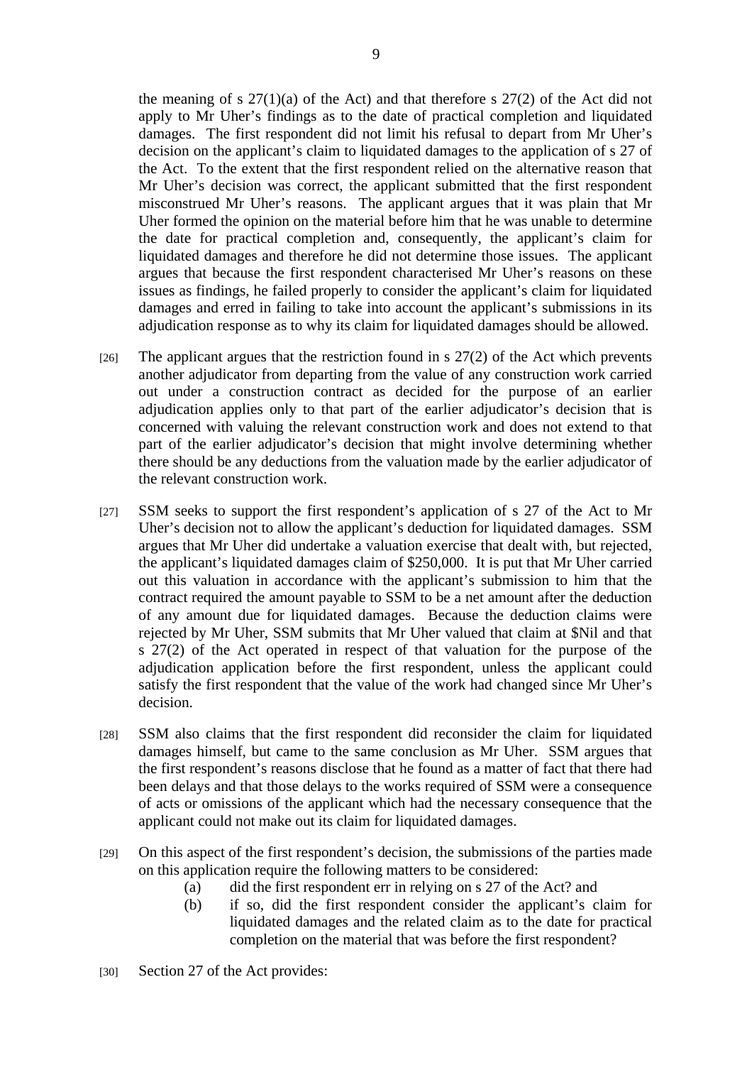the meaning of s 27(1)(a) of the Act) and that therefore s 27(2) of the Act did not apply to Mr Uher's findings as to the date of practical completion and liquidated damages. The first respondent did not limit his refusal to depart from Mr Uher's decision on the applicant's claim to liquidated damages to the application of s 27 of the Act. To the extent that the first respondent relied on the alternative reason that Mr Uher's decision was correct, the applicant submitted that the first respondent misconstrued Mr Uher's reasons. The applicant argues that it was plain that Mr Uher formed the opinion on the material before him that he was unable to determine the date for practical completion and, consequently, the applicant's claim for liquidated damages and therefore he did not determine those issues. The applicant argues that because the first respondent characterised Mr Uher's reasons on these issues as findings, he failed properly to consider the applicant's claim for liquidated damages and erred in failing to take into account the applicant's submissions in its adjudication response as to why its claim for liquidated damages should be allowed.

[26] The applicant argues that the restriction found in s 27(2) of the Act which prevents another adjudicator from departing from the value of any construction work carried out under a construction contract as decided for the purpose of an earlier adjudication applies only to that part of the earlier adjudicator's decision that is concerned with valuing the relevant construction work and does not extend to that part of the earlier adjudicator's decision that might involve determining whether there should be any deductions from the valuation made by the earlier adjudicator of the relevant construction work.

[27] SSM seeks to support the first respondent's application of s 27 of the Act to Mr Uher's decision not to allow the applicant's deduction for liquidated damages. SSM argues that Mr Uher did undertake a valuation exercise that dealt with, but rejected, the applicant's liquidated damages claim of $250,000. It is put that Mr Uher carried out this valuation in accordance with the applicant's submission to him that the contract required the amount payable to SSM to be a net amount after the deduction of any amount due for liquidated damages. Because the deduction claims were rejected by Mr Uher, SSM submits that Mr Uher valued that claim at $Nil and that s 27(2) of the Act operated in respect of that valuation for the purpose of the adjudication application before the first respondent, unless the applicant could satisfy the first respondent that the value of the work had changed since Mr Uher's decision.

[28] SSM also claims that the first respondent did reconsider the claim for liquidated damages himself, but came to the same conclusion as Mr Uher. SSM argues that the first respondent's reasons disclose that he found as a matter of fact that there had been delays and that those delays to the works required of SSM were a consequence of acts or omissions of the applicant which had the necessary consequence that the applicant could not make out its claim for liquidated damages.

[29] On this aspect of the first respondent's decision, the submissions of the parties made on this application require the following matters to be considered:

(a) did the first respondent err in relying on s 27 of the Act? and

(b) if so, did the first respondent consider the applicant's claim for liquidated damages and the related claim as to the date for practical completion on the material that was before the first respondent?

[30] Section 27 of the Act provides: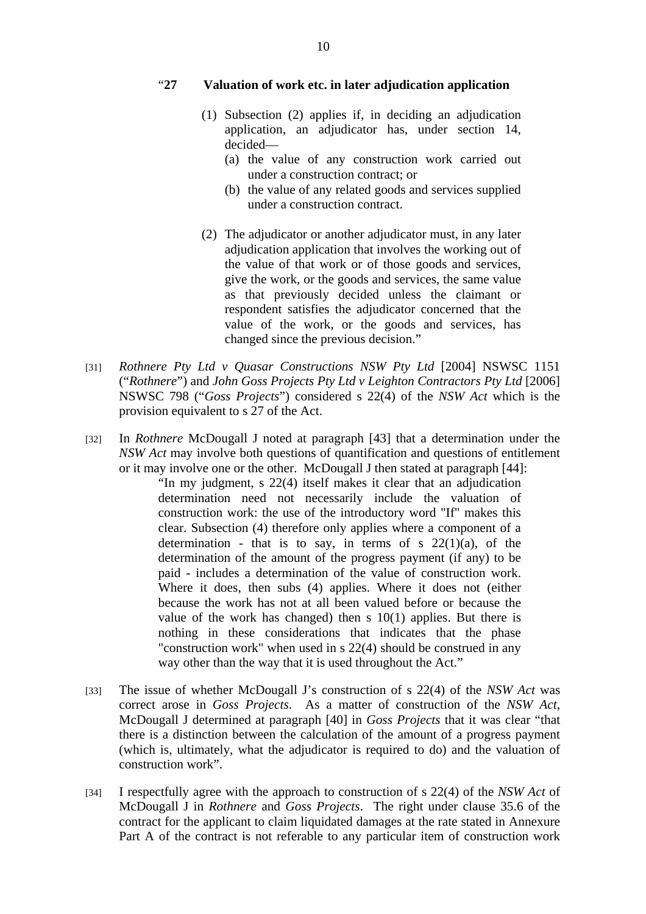> "**27 Valuation of work etc. in later adjudication application**
>
> (1) Subsection (2) applies if, in deciding an adjudication application, an adjudicator has, under section 14, decided—
>
> (a) the value of any construction work carried out under a construction contract; or
>
> (b) the value of any related goods and services supplied under a construction contract.
>
> (2) The adjudicator or another adjudicator must, in any later adjudication application that involves the working out of the value of that work or of those goods and services, give the work, or the goods and services, the same value as that previously decided unless the claimant or respondent satisfies the adjudicator concerned that the value of the work, or the goods and services, has changed since the previous decision."

[31] *Rothnere Pty Ltd v Quasar Constructions NSW Pty Ltd* [2004] NSWSC 1151 ("*Rothnere*") and *John Goss Projects Pty Ltd v Leighton Contractors Pty Ltd* [2006] NSWSC 798 ("*Goss Projects*") considered s 22(4) of the *NSW Act* which is the provision equivalent to s 27 of the Act.

[32] In *Rothnere* McDougall J noted at paragraph [43] that a determination under the *NSW Act* may involve both questions of quantification and questions of entitlement or it may involve one or the other. McDougall J then stated at paragraph [44]:

> "In my judgment, s 22(4) itself makes it clear that an adjudication determination need not necessarily include the valuation of construction work: the use of the introductory word "If" makes this clear. Subsection (4) therefore only applies where a component of a determination - that is to say, in terms of s 22(1)(a), of the determination of the amount of the progress payment (if any) to be paid - includes a determination of the value of construction work. Where it does, then subs (4) applies. Where it does not (either because the work has not at all been valued before or because the value of the work has changed) then s 10(1) applies. But there is nothing in these considerations that indicates that the phase "construction work" when used in s 22(4) should be construed in any way other than the way that it is used throughout the Act."

[33] The issue of whether McDougall J's construction of s 22(4) of the *NSW Act* was correct arose in *Goss Projects*. As a matter of construction of the *NSW Act*, McDougall J determined at paragraph [40] in *Goss Projects* that it was clear "that there is a distinction between the calculation of the amount of a progress payment (which is, ultimately, what the adjudicator is required to do) and the valuation of construction work".

[34] I respectfully agree with the approach to construction of s 22(4) of the *NSW Act* of McDougall J in *Rothnere* and *Goss Projects*. The right under clause 35.6 of the contract for the applicant to claim liquidated damages at the rate stated in Annexure Part A of the contract is not referable to any particular item of construction work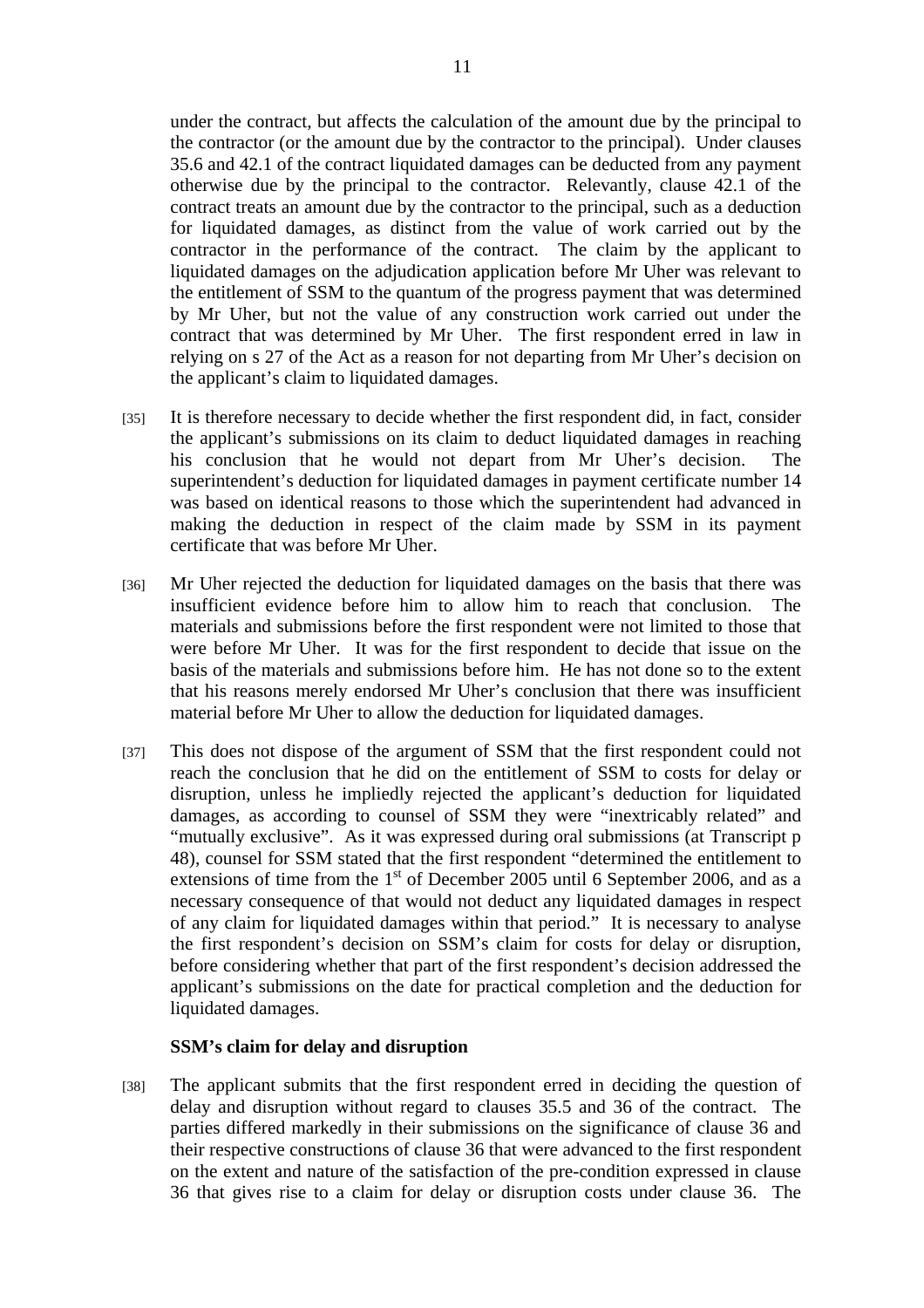under the contract, but affects the calculation of the amount due by the principal to the contractor (or the amount due by the contractor to the principal). Under clauses 35.6 and 42.1 of the contract liquidated damages can be deducted from any payment otherwise due by the principal to the contractor. Relevantly, clause 42.1 of the contract treats an amount due by the contractor to the principal, such as a deduction for liquidated damages, as distinct from the value of work carried out by the contractor in the performance of the contract. The claim by the applicant to liquidated damages on the adjudication application before Mr Uher was relevant to the entitlement of SSM to the quantum of the progress payment that was determined by Mr Uher, but not the value of any construction work carried out under the contract that was determined by Mr Uher. The first respondent erred in law in relying on s 27 of the Act as a reason for not departing from Mr Uher's decision on the applicant's claim to liquidated damages.

[35] It is therefore necessary to decide whether the first respondent did, in fact, consider the applicant's submissions on its claim to deduct liquidated damages in reaching his conclusion that he would not depart from Mr Uher's decision. The superintendent's deduction for liquidated damages in payment certificate number 14 was based on identical reasons to those which the superintendent had advanced in making the deduction in respect of the claim made by SSM in its payment certificate that was before Mr Uher.

[36] Mr Uher rejected the deduction for liquidated damages on the basis that there was insufficient evidence before him to allow him to reach that conclusion. The materials and submissions before the first respondent were not limited to those that were before Mr Uher. It was for the first respondent to decide that issue on the basis of the materials and submissions before him. He has not done so to the extent that his reasons merely endorsed Mr Uher's conclusion that there was insufficient material before Mr Uher to allow the deduction for liquidated damages.

[37] This does not dispose of the argument of SSM that the first respondent could not reach the conclusion that he did on the entitlement of SSM to costs for delay or disruption, unless he impliedly rejected the applicant's deduction for liquidated damages, as according to counsel of SSM they were "inextricably related" and "mutually exclusive". As it was expressed during oral submissions (at Transcript p 48), counsel for SSM stated that the first respondent "determined the entitlement to extensions of time from the 1st of December 2005 until 6 September 2006, and as a necessary consequence of that would not deduct any liquidated damages in respect of any claim for liquidated damages within that period." It is necessary to analyse the first respondent's decision on SSM's claim for costs for delay or disruption, before considering whether that part of the first respondent's decision addressed the applicant's submissions on the date for practical completion and the deduction for liquidated damages.

**SSM's claim for delay and disruption**

[38] The applicant submits that the first respondent erred in deciding the question of delay and disruption without regard to clauses 35.5 and 36 of the contract. The parties differed markedly in their submissions on the significance of clause 36 and their respective constructions of clause 36 that were advanced to the first respondent on the extent and nature of the satisfaction of the pre-condition expressed in clause 36 that gives rise to a claim for delay or disruption costs under clause 36. The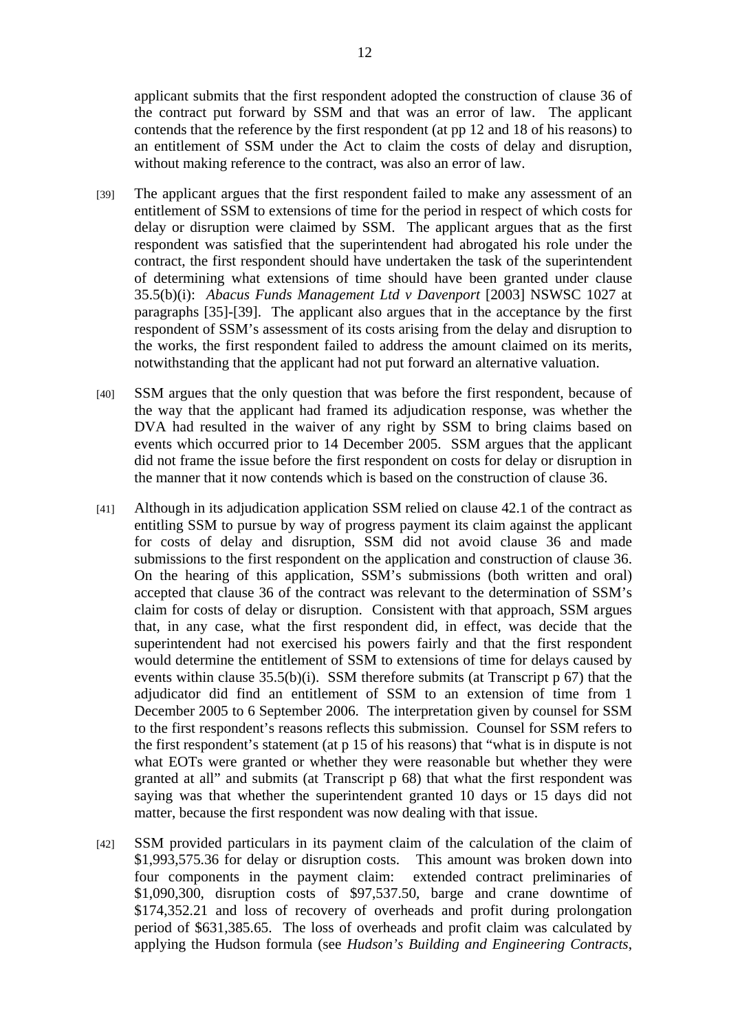applicant submits that the first respondent adopted the construction of clause 36 of the contract put forward by SSM and that was an error of law. The applicant contends that the reference by the first respondent (at pp 12 and 18 of his reasons) to an entitlement of SSM under the Act to claim the costs of delay and disruption, without making reference to the contract, was also an error of law.

[39] The applicant argues that the first respondent failed to make any assessment of an entitlement of SSM to extensions of time for the period in respect of which costs for delay or disruption were claimed by SSM. The applicant argues that as the first respondent was satisfied that the superintendent had abrogated his role under the contract, the first respondent should have undertaken the task of the superintendent of determining what extensions of time should have been granted under clause 35.5(b)(i): *Abacus Funds Management Ltd v Davenport* [2003] NSWSC 1027 at paragraphs [35]-[39]. The applicant also argues that in the acceptance by the first respondent of SSM's assessment of its costs arising from the delay and disruption to the works, the first respondent failed to address the amount claimed on its merits, notwithstanding that the applicant had not put forward an alternative valuation.

[40] SSM argues that the only question that was before the first respondent, because of the way that the applicant had framed its adjudication response, was whether the DVA had resulted in the waiver of any right by SSM to bring claims based on events which occurred prior to 14 December 2005. SSM argues that the applicant did not frame the issue before the first respondent on costs for delay or disruption in the manner that it now contends which is based on the construction of clause 36.

[41] Although in its adjudication application SSM relied on clause 42.1 of the contract as entitling SSM to pursue by way of progress payment its claim against the applicant for costs of delay and disruption, SSM did not avoid clause 36 and made submissions to the first respondent on the application and construction of clause 36. On the hearing of this application, SSM's submissions (both written and oral) accepted that clause 36 of the contract was relevant to the determination of SSM's claim for costs of delay or disruption. Consistent with that approach, SSM argues that, in any case, what the first respondent did, in effect, was decide that the superintendent had not exercised his powers fairly and that the first respondent would determine the entitlement of SSM to extensions of time for delays caused by events within clause 35.5(b)(i). SSM therefore submits (at Transcript p 67) that the adjudicator did find an entitlement of SSM to an extension of time from 1 December 2005 to 6 September 2006. The interpretation given by counsel for SSM to the first respondent's reasons reflects this submission. Counsel for SSM refers to the first respondent's statement (at p 15 of his reasons) that "what is in dispute is not what EOTs were granted or whether they were reasonable but whether they were granted at all" and submits (at Transcript p 68) that what the first respondent was saying was that whether the superintendent granted 10 days or 15 days did not matter, because the first respondent was now dealing with that issue.

[42] SSM provided particulars in its payment claim of the calculation of the claim of \$1,993,575.36 for delay or disruption costs. This amount was broken down into four components in the payment claim: extended contract preliminaries of \$1,090,300, disruption costs of \$97,537.50, barge and crane downtime of \$174,352.21 and loss of recovery of overheads and profit during prolongation period of \$631,385.65. The loss of overheads and profit claim was calculated by applying the Hudson formula (see *Hudson's Building and Engineering Contracts*,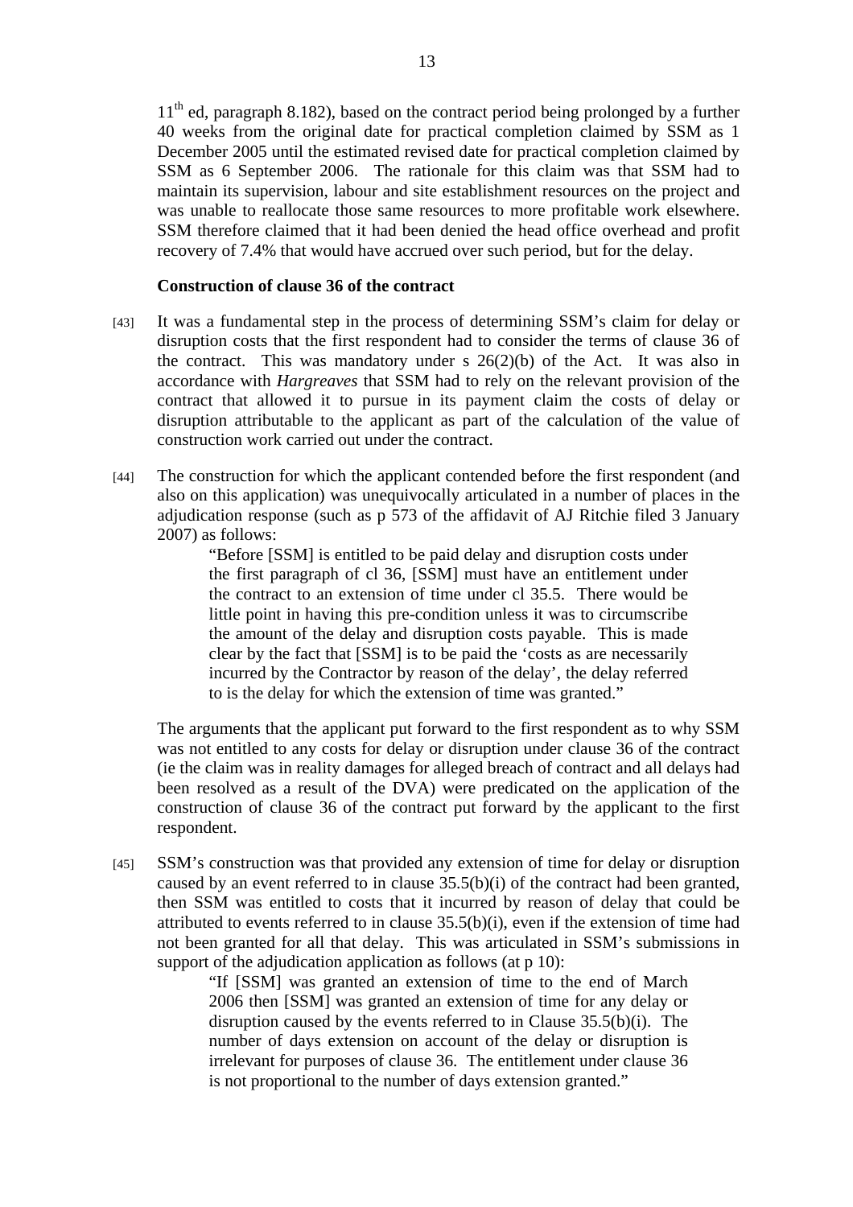11th ed, paragraph 8.182), based on the contract period being prolonged by a further 40 weeks from the original date for practical completion claimed by SSM as 1 December 2005 until the estimated revised date for practical completion claimed by SSM as 6 September 2006. The rationale for this claim was that SSM had to maintain its supervision, labour and site establishment resources on the project and was unable to reallocate those same resources to more profitable work elsewhere. SSM therefore claimed that it had been denied the head office overhead and profit recovery of 7.4% that would have accrued over such period, but for the delay.

**Construction of clause 36 of the contract**

[43] It was a fundamental step in the process of determining SSM's claim for delay or disruption costs that the first respondent had to consider the terms of clause 36 of the contract. This was mandatory under s 26(2)(b) of the Act. It was also in accordance with *Hargreaves* that SSM had to rely on the relevant provision of the contract that allowed it to pursue in its payment claim the costs of delay or disruption attributable to the applicant as part of the calculation of the value of construction work carried out under the contract.

[44] The construction for which the applicant contended before the first respondent (and also on this application) was unequivocally articulated in a number of places in the adjudication response (such as p 573 of the affidavit of AJ Ritchie filed 3 January 2007) as follows:

> "Before [SSM] is entitled to be paid delay and disruption costs under the first paragraph of cl 36, [SSM] must have an entitlement under the contract to an extension of time under cl 35.5. There would be little point in having this pre-condition unless it was to circumscribe the amount of the delay and disruption costs payable. This is made clear by the fact that [SSM] is to be paid the 'costs as are necessarily incurred by the Contractor by reason of the delay', the delay referred to is the delay for which the extension of time was granted."

The arguments that the applicant put forward to the first respondent as to why SSM was not entitled to any costs for delay or disruption under clause 36 of the contract (ie the claim was in reality damages for alleged breach of contract and all delays had been resolved as a result of the DVA) were predicated on the application of the construction of clause 36 of the contract put forward by the applicant to the first respondent.

[45] SSM's construction was that provided any extension of time for delay or disruption caused by an event referred to in clause 35.5(b)(i) of the contract had been granted, then SSM was entitled to costs that it incurred by reason of delay that could be attributed to events referred to in clause 35.5(b)(i), even if the extension of time had not been granted for all that delay. This was articulated in SSM's submissions in support of the adjudication application as follows (at p 10):

> "If [SSM] was granted an extension of time to the end of March 2006 then [SSM] was granted an extension of time for any delay or disruption caused by the events referred to in Clause 35.5(b)(i). The number of days extension on account of the delay or disruption is irrelevant for purposes of clause 36. The entitlement under clause 36 is not proportional to the number of days extension granted."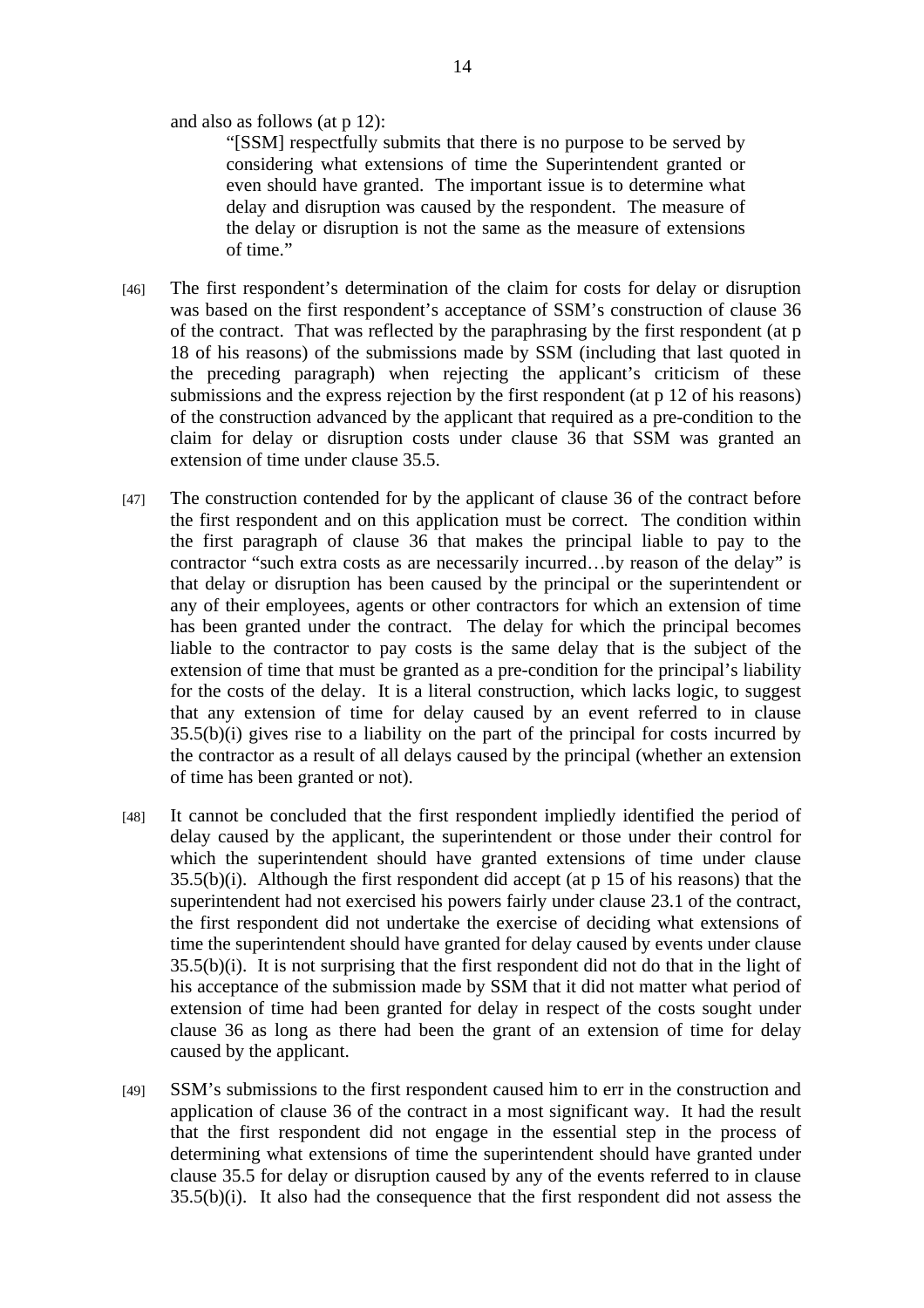and also as follows (at p 12):

> "[SSM] respectfully submits that there is no purpose to be served by considering what extensions of time the Superintendent granted or even should have granted. The important issue is to determine what delay and disruption was caused by the respondent. The measure of the delay or disruption is not the same as the measure of extensions of time."

[46] The first respondent's determination of the claim for costs for delay or disruption was based on the first respondent's acceptance of SSM's construction of clause 36 of the contract. That was reflected by the paraphrasing by the first respondent (at p 18 of his reasons) of the submissions made by SSM (including that last quoted in the preceding paragraph) when rejecting the applicant's criticism of these submissions and the express rejection by the first respondent (at p 12 of his reasons) of the construction advanced by the applicant that required as a pre-condition to the claim for delay or disruption costs under clause 36 that SSM was granted an extension of time under clause 35.5.

[47] The construction contended for by the applicant of clause 36 of the contract before the first respondent and on this application must be correct. The condition within the first paragraph of clause 36 that makes the principal liable to pay to the contractor "such extra costs as are necessarily incurred…by reason of the delay" is that delay or disruption has been caused by the principal or the superintendent or any of their employees, agents or other contractors for which an extension of time has been granted under the contract. The delay for which the principal becomes liable to the contractor to pay costs is the same delay that is the subject of the extension of time that must be granted as a pre-condition for the principal's liability for the costs of the delay. It is a literal construction, which lacks logic, to suggest that any extension of time for delay caused by an event referred to in clause 35.5(b)(i) gives rise to a liability on the part of the principal for costs incurred by the contractor as a result of all delays caused by the principal (whether an extension of time has been granted or not).

[48] It cannot be concluded that the first respondent impliedly identified the period of delay caused by the applicant, the superintendent or those under their control for which the superintendent should have granted extensions of time under clause 35.5(b)(i). Although the first respondent did accept (at p 15 of his reasons) that the superintendent had not exercised his powers fairly under clause 23.1 of the contract, the first respondent did not undertake the exercise of deciding what extensions of time the superintendent should have granted for delay caused by events under clause 35.5(b)(i). It is not surprising that the first respondent did not do that in the light of his acceptance of the submission made by SSM that it did not matter what period of extension of time had been granted for delay in respect of the costs sought under clause 36 as long as there had been the grant of an extension of time for delay caused by the applicant.

[49] SSM's submissions to the first respondent caused him to err in the construction and application of clause 36 of the contract in a most significant way. It had the result that the first respondent did not engage in the essential step in the process of determining what extensions of time the superintendent should have granted under clause 35.5 for delay or disruption caused by any of the events referred to in clause 35.5(b)(i). It also had the consequence that the first respondent did not assess the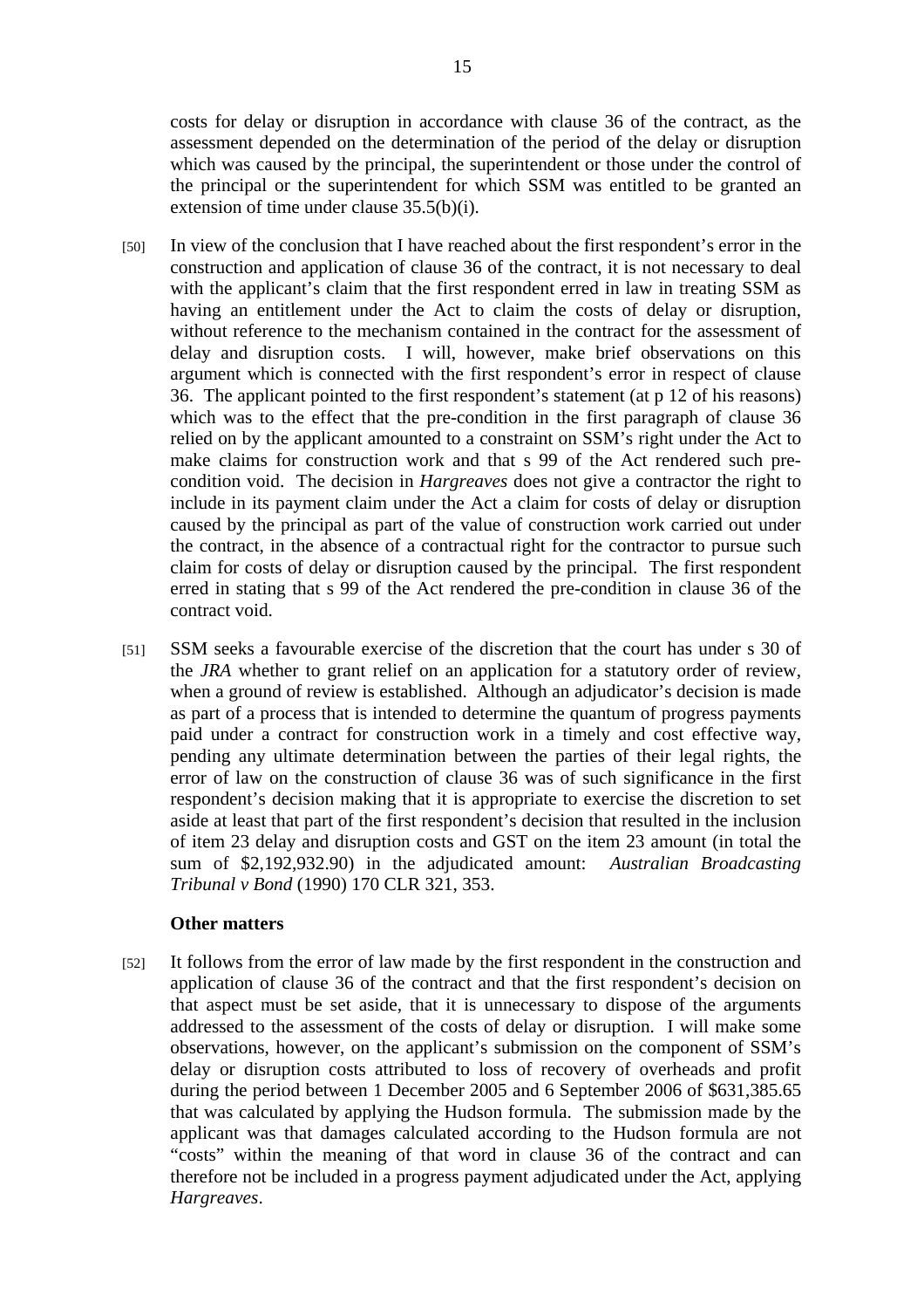costs for delay or disruption in accordance with clause 36 of the contract, as the assessment depended on the determination of the period of the delay or disruption which was caused by the principal, the superintendent or those under the control of the principal or the superintendent for which SSM was entitled to be granted an extension of time under clause 35.5(b)(i).

[50] In view of the conclusion that I have reached about the first respondent's error in the construction and application of clause 36 of the contract, it is not necessary to deal with the applicant's claim that the first respondent erred in law in treating SSM as having an entitlement under the Act to claim the costs of delay or disruption, without reference to the mechanism contained in the contract for the assessment of delay and disruption costs. I will, however, make brief observations on this argument which is connected with the first respondent's error in respect of clause 36. The applicant pointed to the first respondent's statement (at p 12 of his reasons) which was to the effect that the pre-condition in the first paragraph of clause 36 relied on by the applicant amounted to a constraint on SSM's right under the Act to make claims for construction work and that s 99 of the Act rendered such pre-condition void. The decision in *Hargreaves* does not give a contractor the right to include in its payment claim under the Act a claim for costs of delay or disruption caused by the principal as part of the value of construction work carried out under the contract, in the absence of a contractual right for the contractor to pursue such claim for costs of delay or disruption caused by the principal. The first respondent erred in stating that s 99 of the Act rendered the pre-condition in clause 36 of the contract void.

[51] SSM seeks a favourable exercise of the discretion that the court has under s 30 of the *JRA* whether to grant relief on an application for a statutory order of review, when a ground of review is established. Although an adjudicator's decision is made as part of a process that is intended to determine the quantum of progress payments paid under a contract for construction work in a timely and cost effective way, pending any ultimate determination between the parties of their legal rights, the error of law on the construction of clause 36 was of such significance in the first respondent's decision making that it is appropriate to exercise the discretion to set aside at least that part of the first respondent's decision that resulted in the inclusion of item 23 delay and disruption costs and GST on the item 23 amount (in total the sum of $2,192,932.90) in the adjudicated amount: *Australian Broadcasting Tribunal v Bond* (1990) 170 CLR 321, 353.

### Other matters

[52] It follows from the error of law made by the first respondent in the construction and application of clause 36 of the contract and that the first respondent's decision on that aspect must be set aside, that it is unnecessary to dispose of the arguments addressed to the assessment of the costs of delay or disruption. I will make some observations, however, on the applicant's submission on the component of SSM's delay or disruption costs attributed to loss of recovery of overheads and profit during the period between 1 December 2005 and 6 September 2006 of $631,385.65 that was calculated by applying the Hudson formula. The submission made by the applicant was that damages calculated according to the Hudson formula are not "costs" within the meaning of that word in clause 36 of the contract and can therefore not be included in a progress payment adjudicated under the Act, applying *Hargreaves*.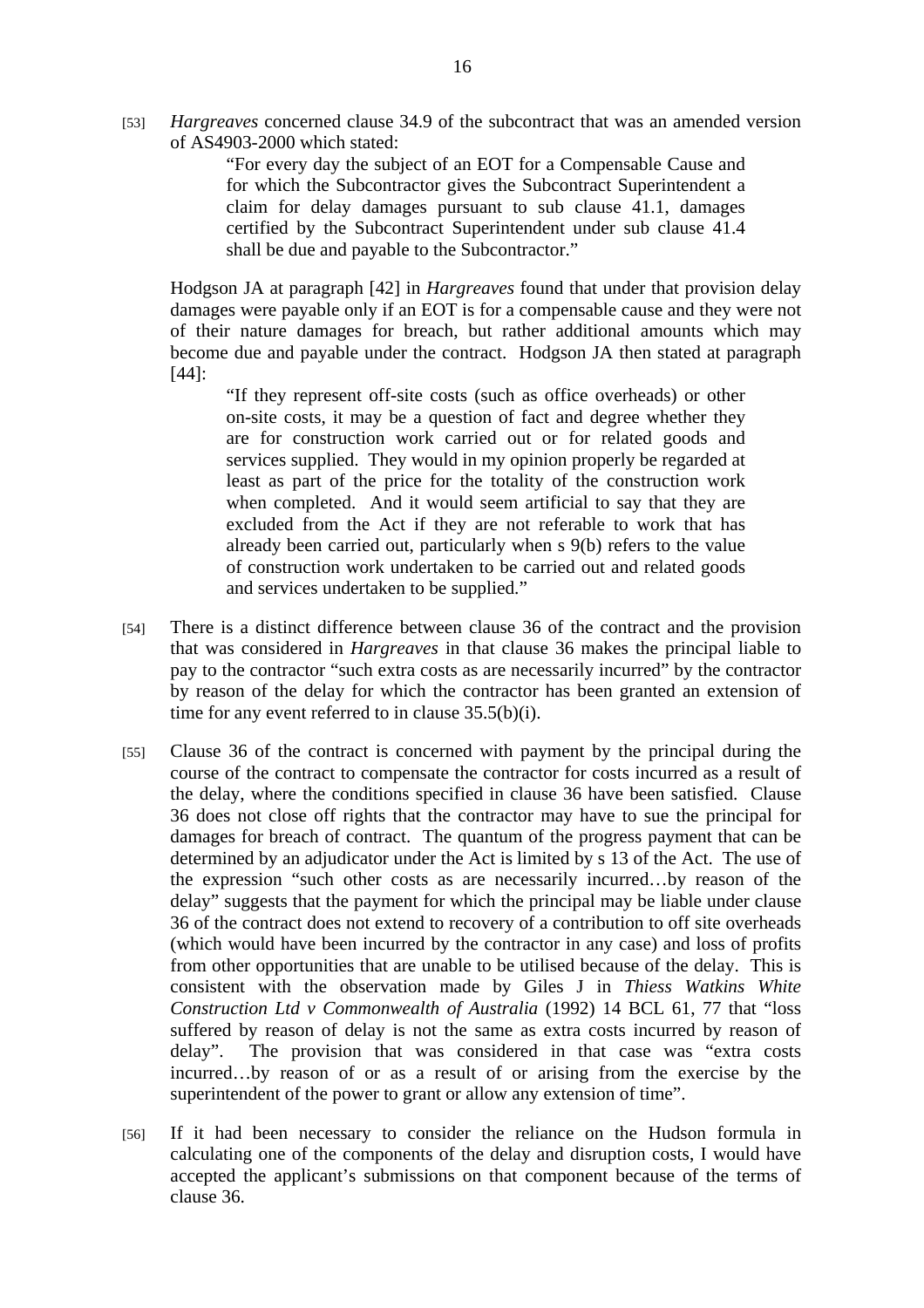[53] *Hargreaves* concerned clause 34.9 of the subcontract that was an amended version of AS4903-2000 which stated:

> "For every day the subject of an EOT for a Compensable Cause and for which the Subcontractor gives the Subcontract Superintendent a claim for delay damages pursuant to sub clause 41.1, damages certified by the Subcontract Superintendent under sub clause 41.4 shall be due and payable to the Subcontractor."

Hodgson JA at paragraph [42] in *Hargreaves* found that under that provision delay damages were payable only if an EOT is for a compensable cause and they were not of their nature damages for breach, but rather additional amounts which may become due and payable under the contract. Hodgson JA then stated at paragraph [44]:

> "If they represent off-site costs (such as office overheads) or other on-site costs, it may be a question of fact and degree whether they are for construction work carried out or for related goods and services supplied. They would in my opinion properly be regarded at least as part of the price for the totality of the construction work when completed. And it would seem artificial to say that they are excluded from the Act if they are not referable to work that has already been carried out, particularly when s 9(b) refers to the value of construction work undertaken to be carried out and related goods and services undertaken to be supplied."

[54] There is a distinct difference between clause 36 of the contract and the provision that was considered in *Hargreaves* in that clause 36 makes the principal liable to pay to the contractor "such extra costs as are necessarily incurred" by the contractor by reason of the delay for which the contractor has been granted an extension of time for any event referred to in clause 35.5(b)(i).

[55] Clause 36 of the contract is concerned with payment by the principal during the course of the contract to compensate the contractor for costs incurred as a result of the delay, where the conditions specified in clause 36 have been satisfied. Clause 36 does not close off rights that the contractor may have to sue the principal for damages for breach of contract. The quantum of the progress payment that can be determined by an adjudicator under the Act is limited by s 13 of the Act. The use of the expression "such other costs as are necessarily incurred…by reason of the delay" suggests that the payment for which the principal may be liable under clause 36 of the contract does not extend to recovery of a contribution to off site overheads (which would have been incurred by the contractor in any case) and loss of profits from other opportunities that are unable to be utilised because of the delay. This is consistent with the observation made by Giles J in *Thiess Watkins White Construction Ltd v Commonwealth of Australia* (1992) 14 BCL 61, 77 that "loss suffered by reason of delay is not the same as extra costs incurred by reason of delay". The provision that was considered in that case was "extra costs incurred…by reason of or as a result of or arising from the exercise by the superintendent of the power to grant or allow any extension of time".

[56] If it had been necessary to consider the reliance on the Hudson formula in calculating one of the components of the delay and disruption costs, I would have accepted the applicant's submissions on that component because of the terms of clause 36.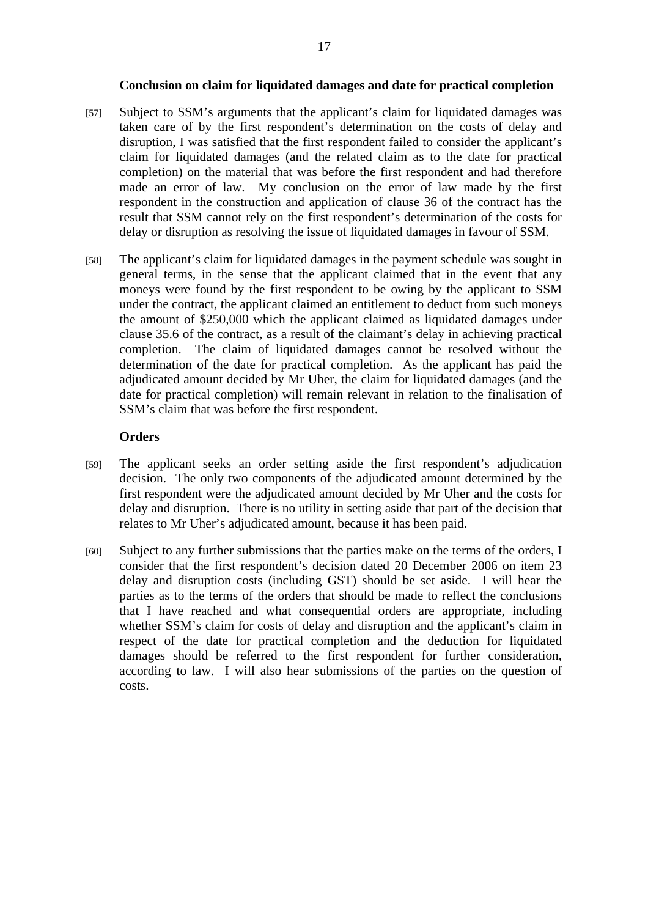**Conclusion on claim for liquidated damages and date for practical completion**

[57] Subject to SSM's arguments that the applicant's claim for liquidated damages was taken care of by the first respondent's determination on the costs of delay and disruption, I was satisfied that the first respondent failed to consider the applicant's claim for liquidated damages (and the related claim as to the date for practical completion) on the material that was before the first respondent and had therefore made an error of law. My conclusion on the error of law made by the first respondent in the construction and application of clause 36 of the contract has the result that SSM cannot rely on the first respondent's determination of the costs for delay or disruption as resolving the issue of liquidated damages in favour of SSM.

[58] The applicant's claim for liquidated damages in the payment schedule was sought in general terms, in the sense that the applicant claimed that in the event that any moneys were found by the first respondent to be owing by the applicant to SSM under the contract, the applicant claimed an entitlement to deduct from such moneys the amount of $250,000 which the applicant claimed as liquidated damages under clause 35.6 of the contract, as a result of the claimant's delay in achieving practical completion. The claim of liquidated damages cannot be resolved without the determination of the date for practical completion. As the applicant has paid the adjudicated amount decided by Mr Uher, the claim for liquidated damages (and the date for practical completion) will remain relevant in relation to the finalisation of SSM's claim that was before the first respondent.

**Orders**

[59] The applicant seeks an order setting aside the first respondent's adjudication decision. The only two components of the adjudicated amount determined by the first respondent were the adjudicated amount decided by Mr Uher and the costs for delay and disruption. There is no utility in setting aside that part of the decision that relates to Mr Uher's adjudicated amount, because it has been paid.

[60] Subject to any further submissions that the parties make on the terms of the orders, I consider that the first respondent's decision dated 20 December 2006 on item 23 delay and disruption costs (including GST) should be set aside. I will hear the parties as to the terms of the orders that should be made to reflect the conclusions that I have reached and what consequential orders are appropriate, including whether SSM's claim for costs of delay and disruption and the applicant's claim in respect of the date for practical completion and the deduction for liquidated damages should be referred to the first respondent for further consideration, according to law. I will also hear submissions of the parties on the question of costs.